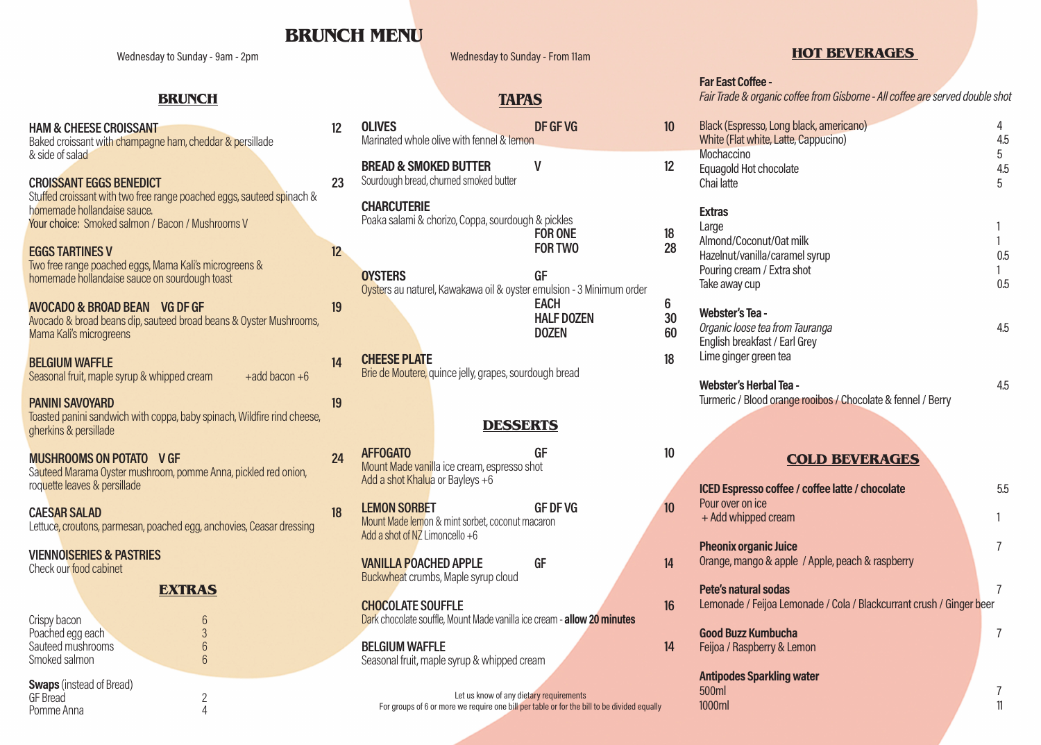# BRUNCH MENU

Wednesday to Sunday - 9am - 2pm

## BRUNCH

**HAM & CHEESE CROISSANT** — 12
Baked croissant with champagne ham, cheddar & persillade & side of salad

**CROISSANT EGGS BENEDICT** — 23
Stuffed croissant with two free range poached eggs, sauteed spinach & homemade hollandaise sauce.
Your choice: Smoked salmon / Bacon / Mushrooms V

**EGGS TARTINES V** — 12
Two free range poached eggs, Mama Kali's microgreens & homemade hollandaise sauce on sourdough toast

**AVOCADO & BROAD BEAN VG DF GF** — 19
Avocado & broad beans dip, sauteed broad beans & Oyster Mushrooms, Mama Kali's microgreens

**BELGIUM WAFFLE** — 14
Seasonal fruit, maple syrup & whipped cream +add bacon +6

**PANINI SAVOYARD** — 19
Toasted panini sandwich with coppa, baby spinach, Wildfire rind cheese, gherkins & persillade

**MUSHROOMS ON POTATO V GF** — 24
Sauteed Marama Oyster mushroom, pomme Anna, pickled red onion, roquette leaves & persillade

**CAESAR SALAD** — 18
Lettuce, croutons, parmesan, poached egg, anchovies, Ceasar dressing

**VIENNOISERIES & PASTRIES**
Check our food cabinet

## EXTRAS

| Item | Price |
|---|---|
| Crispy bacon | 6 |
| Poached egg each | 3 |
| Sauteed mushrooms | 6 |
| Smoked salmon | 6 |

**Swaps** (instead of Bread)

| Item | Price |
|---|---|
| GF Bread | 2 |
| Pomme Anna | 4 |

Wednesday to Sunday - From 11am

## TAPAS

**OLIVES** DF GF VG — 10
Marinated whole olive with fennel & lemon

**BREAD & SMOKED BUTTER** V — 12
Sourdough bread, churned smoked butter

**CHARCUTERIE**
Poaka salami & chorizo, Coppa, sourdough & pickles
- FOR ONE — 18
- FOR TWO — 28

**OYSTERS** GF
Oysters au naturel, Kawakawa oil & oyster emulsion - 3 Minimum order
- EACH — 6
- HALF DOZEN — 30
- DOZEN — 60

**CHEESE PLATE** — 18
Brie de Moutere, quince jelly, grapes, sourdough bread

## DESSERTS

**AFFOGATO** GF — 10
Mount Made vanilla ice cream, espresso shot
Add a shot Khalua or Bayleys +6

**LEMON SORBET** GF DF VG — 10
Mount Made lemon & mint sorbet, coconut macaron
Add a shot of NZ Limoncello +6

**VANILLA POACHED APPLE** GF — 14
Buckwheat crumbs, Maple syrup cloud

**CHOCOLATE SOUFFLE** — 16
Dark chocolate souffle, Mount Made vanilla ice cream - **allow 20 minutes**

**BELGIUM WAFFLE** — 14
Seasonal fruit, maple syrup & whipped cream

Let us know of any dietary requirements
For groups of 6 or more we require one bill per table or for the bill to be divided equally

## HOT BEVERAGES

**Far East Coffee -**
*Fair Trade & organic coffee from Gisborne - All coffee are served double shot*

| Item | Price |
|---|---|
| Black (Espresso, Long black, americano) | 4 |
| White (Flat white, Latte, Cappucino) | 4.5 |
| Mochaccino | 5 |
| Equagold Hot chocolate | 4.5 |
| Chai latte | 5 |

**Extras**

| Item | Price |
|---|---|
| Large | 1 |
| Almond/Coconut/Oat milk | 1 |
| Hazelnut/vanilla/caramel syrup | 0.5 |
| Pouring cream / Extra shot | 1 |
| Take away cup | 0.5 |

**Webster's Tea -** — 4.5
*Organic loose tea from Tauranga*
English breakfast / Earl Grey
Lime ginger green tea

**Webster's Herbal Tea -** — 4.5
Turmeric / Blood orange rooibos / Chocolate & fennel / Berry

## COLD BEVERAGES

**ICED Espresso coffee / coffee latte / chocolate** — 5.5
Pour over on ice
\+ Add whipped cream — 1

**Pheonix organic Juice** — 7
Orange, mango & apple / Apple, peach & raspberry

**Pete's natural sodas** — 7
Lemonade / Feijoa Lemonade / Cola / Blackcurrant crush / Ginger beer

**Good Buzz Kumbucha** — 7
Feijoa / Raspberry & Lemon

**Antipodes Sparkling water**
- 500ml — 7
- 1000ml — 11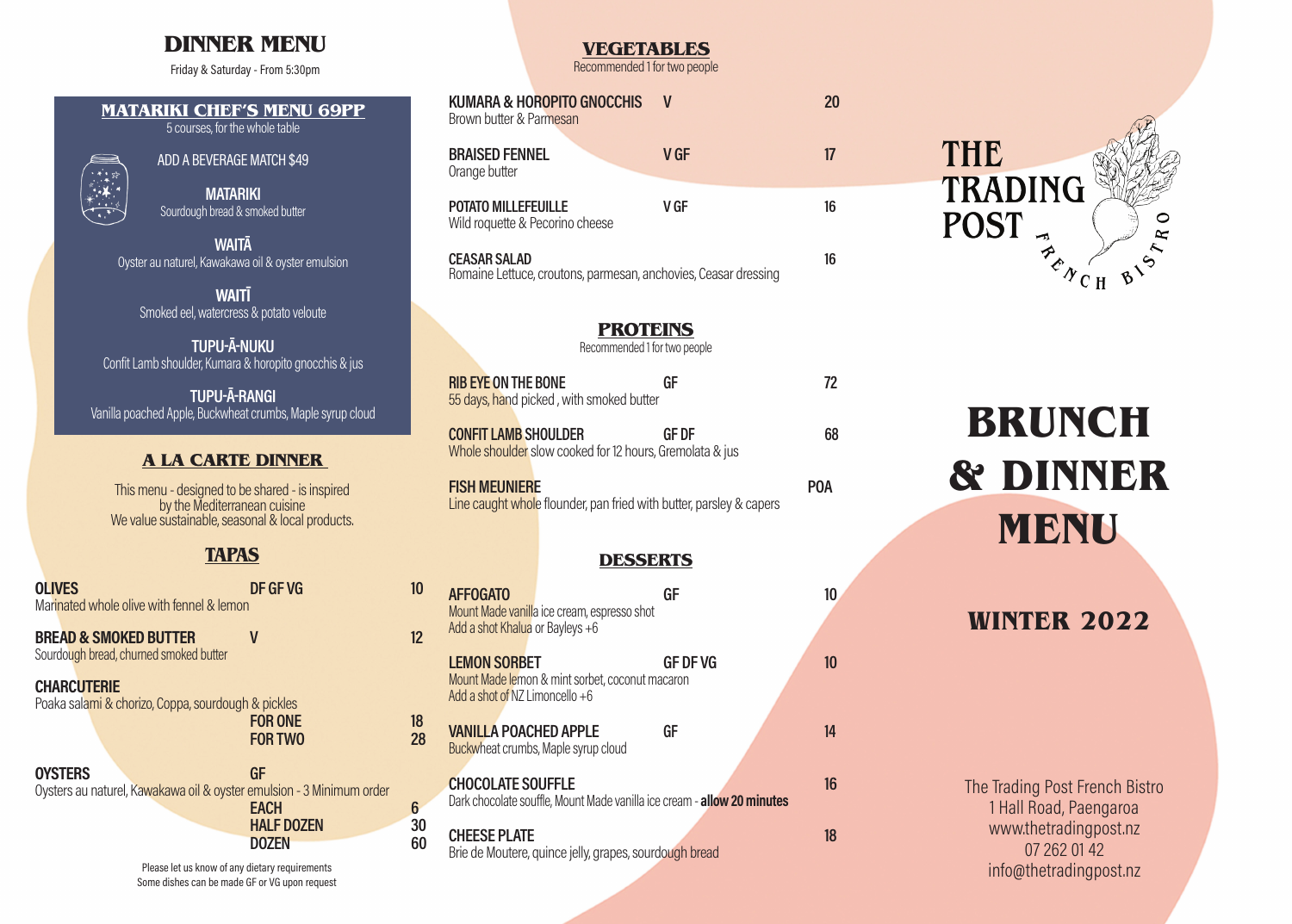# DINNER MENU

Friday & Saturday - From 5:30pm

## MATARIKI CHEF'S MENU 69PP

5 courses, for the whole table

ADD A BEVERAGE MATCH $49

**MATARIKI**
Sourdough bread & smoked butter

**WAITĀ**
Oyster au naturel, Kawakawa oil & oyster emulsion

**WAITĪ**
Smoked eel, watercress & potato veloute

**TUPU-Ā-NUKU**
Confit Lamb shoulder, Kumara & horopito gnocchis & jus

**TUPU-Ā-RANGI**
Vanilla poached Apple, Buckwheat crumbs, Maple syrup cloud

## A LA CARTE DINNER

This menu - designed to be shared - is inspired by the Mediterranean cuisine
We value sustainable, seasonal & local products.

### TAPAS

**OLIVES** — DF GF VG — 10
Marinated whole olive with fennel & lemon

**BREAD & SMOKED BUTTER** — V — 12
Sourdough bread, churned smoked butter

**CHARCUTERIE**
Poaka salami & chorizo, Coppa, sourdough & pickles
- FOR ONE — 18
- FOR TWO — 28

**OYSTERS** — GF
Oysters au naturel, Kawakawa oil & oyster emulsion - 3 Minimum order
- EACH — 6
- HALF DOZEN — 30
- DOZEN — 60

Please let us know of any dietary requirements
Some dishes can be made GF or VG upon request

### VEGETABLES

Recommended 1 for two people

**KUMARA & HOROPITO GNOCCHIS** — V — 20
Brown butter & Parmesan

**BRAISED FENNEL** — V GF — 17
Orange butter

**POTATO MILLEFEUILLE** — V GF — 16
Wild roquette & Pecorino cheese

**CEASAR SALAD** — 16
Romaine Lettuce, croutons, parmesan, anchovies, Ceasar dressing

### PROTEINS

Recommended 1 for two people

**RIB EYE ON THE BONE** — GF — 72
55 days, hand picked , with smoked butter

**CONFIT LAMB SHOULDER** — GF DF — 68
Whole shoulder slow cooked for 12 hours, Gremolata & jus

**FISH MEUNIERE** — POA
Line caught whole flounder, pan fried with butter, parsley & capers

### DESSERTS

**AFFOGATO** — GF — 10
Mount Made vanilla ice cream, espresso shot
Add a shot Khalua or Bayleys +6

**LEMON SORBET** — GF DF VG — 10
Mount Made lemon & mint sorbet, coconut macaron
Add a shot of NZ Limoncello +6

**VANILLA POACHED APPLE** — GF — 14
Buckwheat crumbs, Maple syrup cloud

**CHOCOLATE SOUFFLE** — 16
Dark chocolate souffle, Mount Made vanilla ice cream - **allow 20 minutes**

**CHEESE PLATE** — 18
Brie de Moutere, quince jelly, grapes, sourdough bread

THE TRADING POST
FRENCH BISTRO

# BRUNCH & DINNER MENU

## WINTER 2022

The Trading Post French Bistro
1 Hall Road, Paengaroa
www.thetradingpost.nz
07 262 01 42
info@thetradingpost.nz